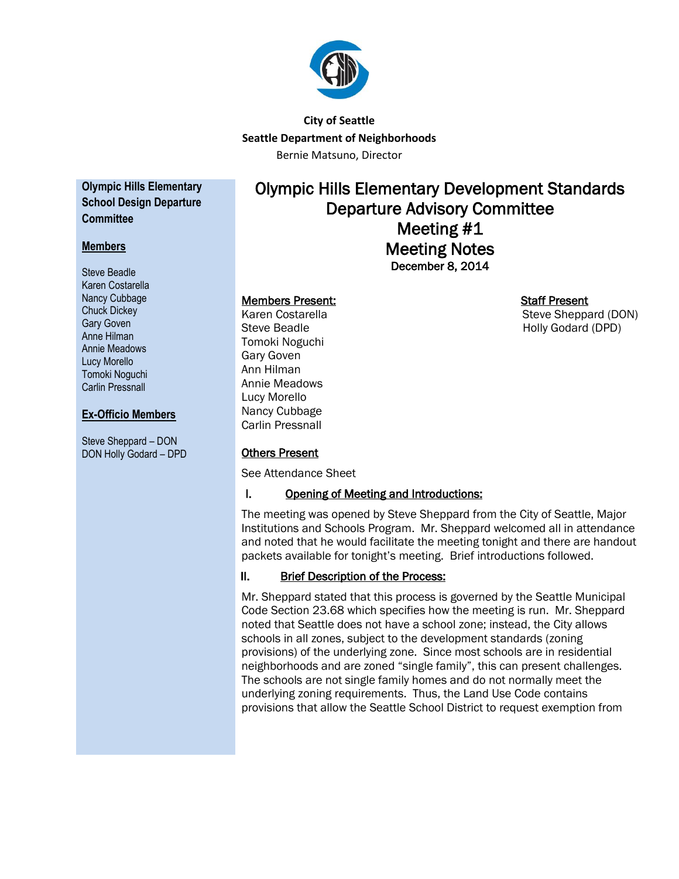**City of Seattle**

**Seattle Department of Neighborhoods**

Bernie Matsuno, Director

**Olympic Hills Elementary School Design Departure Committee**

**Members**

Steve Beadle
Karen Costarella
Nancy Cubbage
Chuck Dickey
Gary Goven
Anne Hilman
Annie Meadows
Lucy Morello
Tomoki Noguchi
Carlin Pressnall

**Ex-Officio Members**

Steve Sheppard – DON
DON Holly Godard – DPD

# Olympic Hills Elementary Development Standards Departure Advisory Committee
# Meeting #1
# Meeting Notes

**December 8, 2014**

**Members Present:**

Karen Costarella
Steve Beadle
Tomoki Noguchi
Gary Goven
Ann Hilman
Annie Meadows
Lucy Morello
Nancy Cubbage
Carlin Pressnall

**Staff Present**

Steve Sheppard (DON)
Holly Godard (DPD)

**Others Present**

See Attendance Sheet

## I. Opening of Meeting and Introductions:

The meeting was opened by Steve Sheppard from the City of Seattle, Major Institutions and Schools Program. Mr. Sheppard welcomed all in attendance and noted that he would facilitate the meeting tonight and there are handout packets available for tonight's meeting. Brief introductions followed.

## II. Brief Description of the Process:

Mr. Sheppard stated that this process is governed by the Seattle Municipal Code Section 23.68 which specifies how the meeting is run. Mr. Sheppard noted that Seattle does not have a school zone; instead, the City allows schools in all zones, subject to the development standards (zoning provisions) of the underlying zone. Since most schools are in residential neighborhoods and are zoned "single family", this can present challenges. The schools are not single family homes and do not normally meet the underlying zoning requirements. Thus, the Land Use Code contains provisions that allow the Seattle School District to request exemption from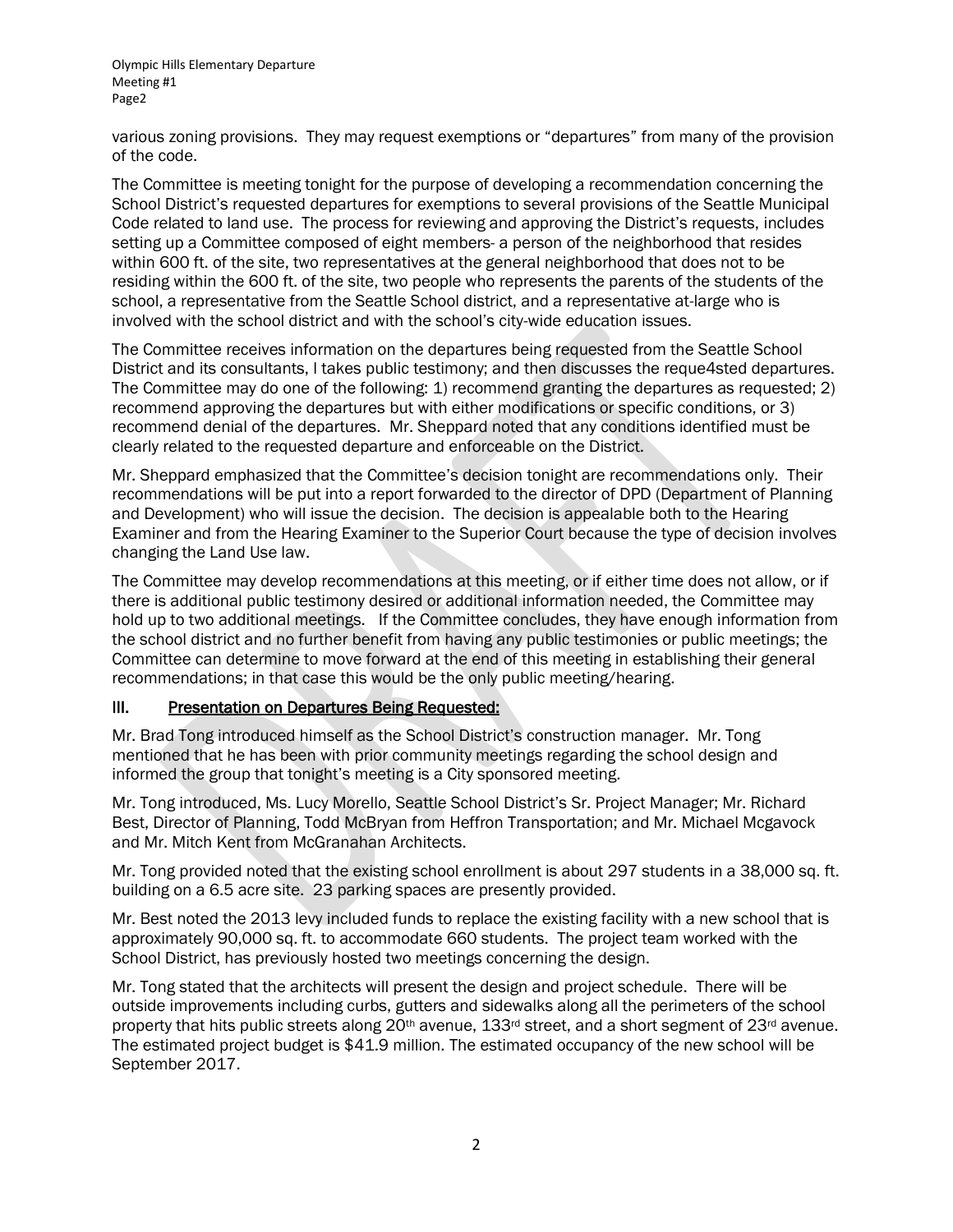various zoning provisions. They may request exemptions or "departures" from many of the provision of the code.

The Committee is meeting tonight for the purpose of developing a recommendation concerning the School District's requested departures for exemptions to several provisions of the Seattle Municipal Code related to land use. The process for reviewing and approving the District's requests, includes setting up a Committee composed of eight members- a person of the neighborhood that resides within 600 ft. of the site, two representatives at the general neighborhood that does not to be residing within the 600 ft. of the site, two people who represents the parents of the students of the school, a representative from the Seattle School district, and a representative at-large who is involved with the school district and with the school's city-wide education issues.

The Committee receives information on the departures being requested from the Seattle School District and its consultants, l takes public testimony; and then discusses the reque4sted departures. The Committee may do one of the following: 1) recommend granting the departures as requested; 2) recommend approving the departures but with either modifications or specific conditions, or 3) recommend denial of the departures. Mr. Sheppard noted that any conditions identified must be clearly related to the requested departure and enforceable on the District.

Mr. Sheppard emphasized that the Committee's decision tonight are recommendations only. Their recommendations will be put into a report forwarded to the director of DPD (Department of Planning and Development) who will issue the decision. The decision is appealable both to the Hearing Examiner and from the Hearing Examiner to the Superior Court because the type of decision involves changing the Land Use law.

The Committee may develop recommendations at this meeting, or if either time does not allow, or if there is additional public testimony desired or additional information needed, the Committee may hold up to two additional meetings. If the Committee concludes, they have enough information from the school district and no further benefit from having any public testimonies or public meetings; the Committee can determine to move forward at the end of this meeting in establishing their general recommendations; in that case this would be the only public meeting/hearing.

## III. Presentation on Departures Being Requested:

Mr. Brad Tong introduced himself as the School District's construction manager. Mr. Tong mentioned that he has been with prior community meetings regarding the school design and informed the group that tonight's meeting is a City sponsored meeting.

Mr. Tong introduced, Ms. Lucy Morello, Seattle School District's Sr. Project Manager; Mr. Richard Best, Director of Planning, Todd McBryan from Heffron Transportation; and Mr. Michael Mcgavock and Mr. Mitch Kent from McGranahan Architects.

Mr. Tong provided noted that the existing school enrollment is about 297 students in a 38,000 sq. ft. building on a 6.5 acre site. 23 parking spaces are presently provided.

Mr. Best noted the 2013 levy included funds to replace the existing facility with a new school that is approximately 90,000 sq. ft. to accommodate 660 students. The project team worked with the School District, has previously hosted two meetings concerning the design.

Mr. Tong stated that the architects will present the design and project schedule. There will be outside improvements including curbs, gutters and sidewalks along all the perimeters of the school property that hits public streets along 20th avenue, 133rd street, and a short segment of 23rd avenue. The estimated project budget is $41.9 million. The estimated occupancy of the new school will be September 2017.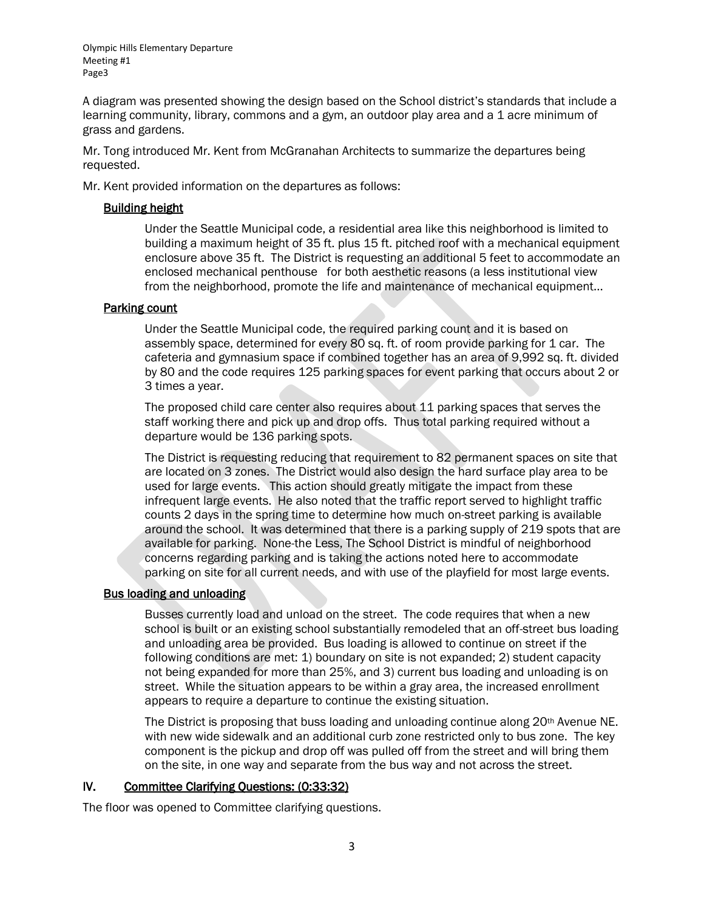A diagram was presented showing the design based on the School district's standards that include a learning community, library, commons and a gym, an outdoor play area and a 1 acre minimum of grass and gardens.

Mr. Tong introduced Mr. Kent from McGranahan Architects to summarize the departures being requested.

Mr. Kent provided information on the departures as follows:

<u>Building height</u>

Under the Seattle Municipal code, a residential area like this neighborhood is limited to building a maximum height of 35 ft. plus 15 ft. pitched roof with a mechanical equipment enclosure above 35 ft. The District is requesting an additional 5 feet to accommodate an enclosed mechanical penthouse for both aesthetic reasons (a less institutional view from the neighborhood, promote the life and maintenance of mechanical equipment…

<u>Parking count</u>

Under the Seattle Municipal code, the required parking count and it is based on assembly space, determined for every 80 sq. ft. of room provide parking for 1 car. The cafeteria and gymnasium space if combined together has an area of 9,992 sq. ft. divided by 80 and the code requires 125 parking spaces for event parking that occurs about 2 or 3 times a year.

The proposed child care center also requires about 11 parking spaces that serves the staff working there and pick up and drop offs. Thus total parking required without a departure would be 136 parking spots.

The District is requesting reducing that requirement to 82 permanent spaces on site that are located on 3 zones. The District would also design the hard surface play area to be used for large events. This action should greatly mitigate the impact from these infrequent large events. He also noted that the traffic report served to highlight traffic counts 2 days in the spring time to determine how much on-street parking is available around the school. It was determined that there is a parking supply of 219 spots that are available for parking. None-the Less, The School District is mindful of neighborhood concerns regarding parking and is taking the actions noted here to accommodate parking on site for all current needs, and with use of the playfield for most large events.

<u>Bus loading and unloading</u>

Busses currently load and unload on the street. The code requires that when a new school is built or an existing school substantially remodeled that an off-street bus loading and unloading area be provided. Bus loading is allowed to continue on street if the following conditions are met: 1) boundary on site is not expanded; 2) student capacity not being expanded for more than 25%, and 3) current bus loading and unloading is on street. While the situation appears to be within a gray area, the increased enrollment appears to require a departure to continue the existing situation.

The District is proposing that buss loading and unloading continue along 20th Avenue NE. with new wide sidewalk and an additional curb zone restricted only to bus zone. The key component is the pickup and drop off was pulled off from the street and will bring them on the site, in one way and separate from the bus way and not across the street.

## IV. <u>Committee Clarifying Questions: (0:33:32)</u>

The floor was opened to Committee clarifying questions.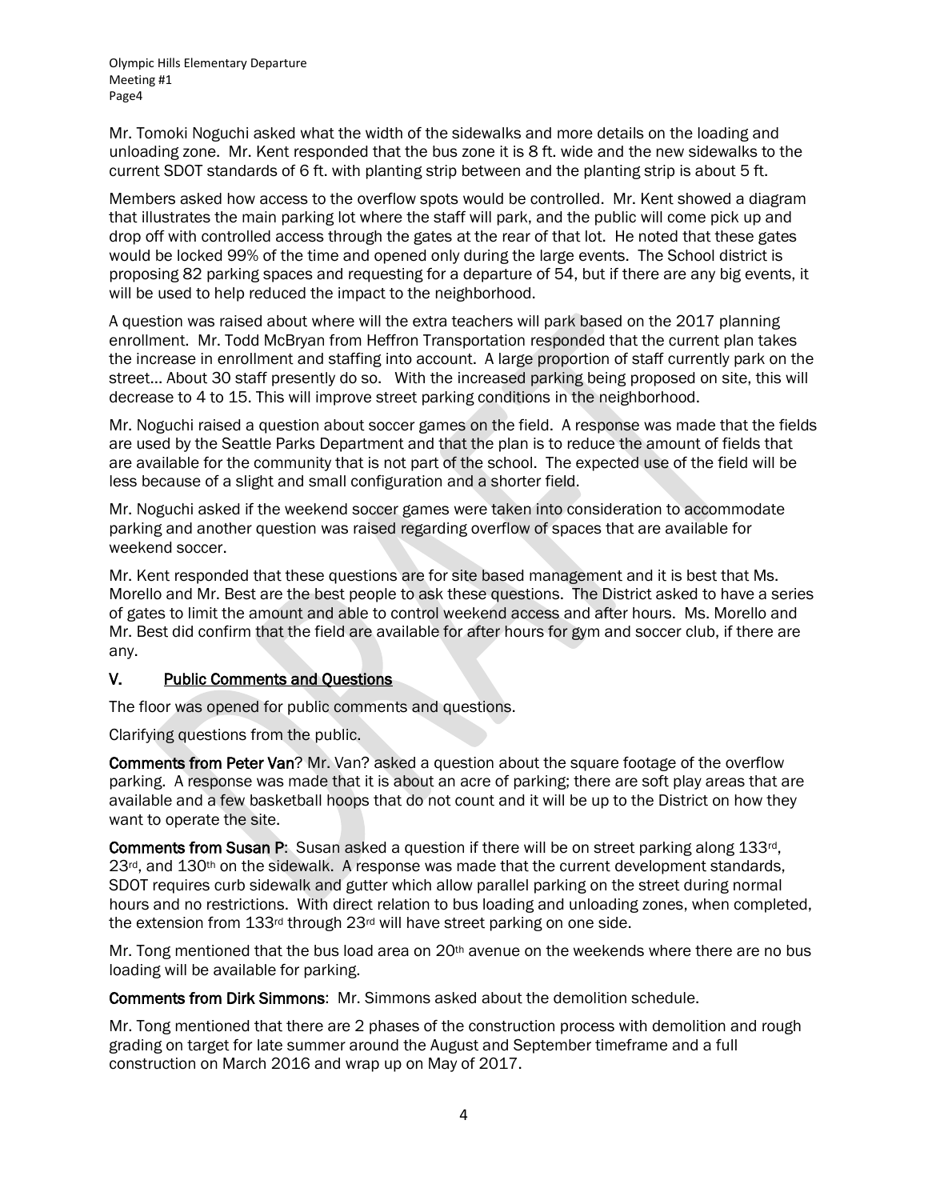Mr. Tomoki Noguchi asked what the width of the sidewalks and more details on the loading and unloading zone. Mr. Kent responded that the bus zone it is 8 ft. wide and the new sidewalks to the current SDOT standards of 6 ft. with planting strip between and the planting strip is about 5 ft.

Members asked how access to the overflow spots would be controlled. Mr. Kent showed a diagram that illustrates the main parking lot where the staff will park, and the public will come pick up and drop off with controlled access through the gates at the rear of that lot. He noted that these gates would be locked 99% of the time and opened only during the large events. The School district is proposing 82 parking spaces and requesting for a departure of 54, but if there are any big events, it will be used to help reduced the impact to the neighborhood.

A question was raised about where will the extra teachers will park based on the 2017 planning enrollment. Mr. Todd McBryan from Heffron Transportation responded that the current plan takes the increase in enrollment and staffing into account. A large proportion of staff currently park on the street… About 30 staff presently do so. With the increased parking being proposed on site, this will decrease to 4 to 15. This will improve street parking conditions in the neighborhood.

Mr. Noguchi raised a question about soccer games on the field. A response was made that the fields are used by the Seattle Parks Department and that the plan is to reduce the amount of fields that are available for the community that is not part of the school. The expected use of the field will be less because of a slight and small configuration and a shorter field.

Mr. Noguchi asked if the weekend soccer games were taken into consideration to accommodate parking and another question was raised regarding overflow of spaces that are available for weekend soccer.

Mr. Kent responded that these questions are for site based management and it is best that Ms. Morello and Mr. Best are the best people to ask these questions. The District asked to have a series of gates to limit the amount and able to control weekend access and after hours. Ms. Morello and Mr. Best did confirm that the field are available for after hours for gym and soccer club, if there are any.

## V. Public Comments and Questions

The floor was opened for public comments and questions.

Clarifying questions from the public.

**Comments from Peter Van**? Mr. Van? asked a question about the square footage of the overflow parking. A response was made that it is about an acre of parking; there are soft play areas that are available and a few basketball hoops that do not count and it will be up to the District on how they want to operate the site.

**Comments from Susan P**: Susan asked a question if there will be on street parking along 133rd, 23rd, and 130th on the sidewalk. A response was made that the current development standards, SDOT requires curb sidewalk and gutter which allow parallel parking on the street during normal hours and no restrictions. With direct relation to bus loading and unloading zones, when completed, the extension from 133rd through 23rd will have street parking on one side.

Mr. Tong mentioned that the bus load area on 20th avenue on the weekends where there are no bus loading will be available for parking.

**Comments from Dirk Simmons**: Mr. Simmons asked about the demolition schedule.

Mr. Tong mentioned that there are 2 phases of the construction process with demolition and rough grading on target for late summer around the August and September timeframe and a full construction on March 2016 and wrap up on May of 2017.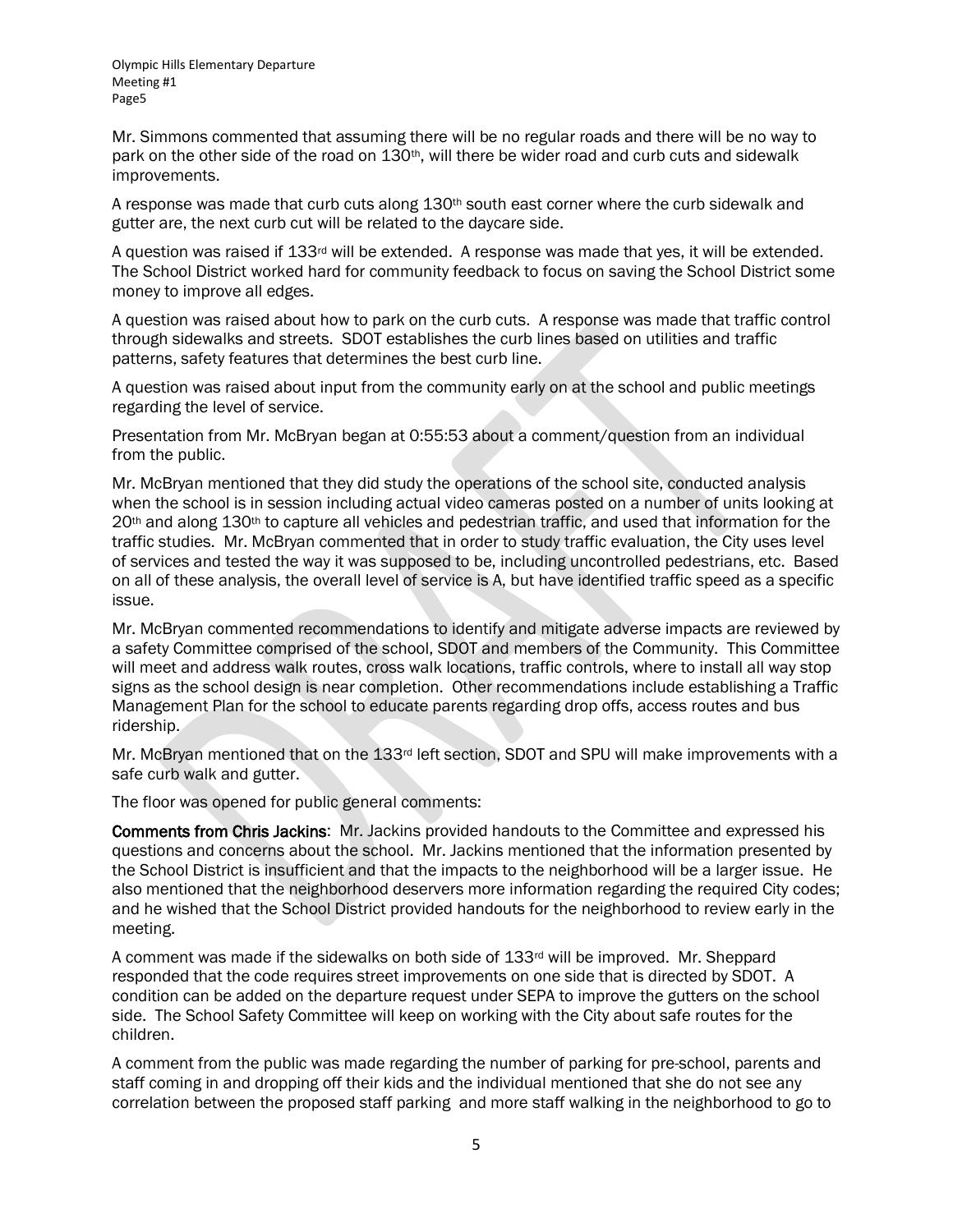Mr. Simmons commented that assuming there will be no regular roads and there will be no way to park on the other side of the road on 130th, will there be wider road and curb cuts and sidewalk improvements.

A response was made that curb cuts along 130th south east corner where the curb sidewalk and gutter are, the next curb cut will be related to the daycare side.

A question was raised if 133rd will be extended. A response was made that yes, it will be extended. The School District worked hard for community feedback to focus on saving the School District some money to improve all edges.

A question was raised about how to park on the curb cuts. A response was made that traffic control through sidewalks and streets. SDOT establishes the curb lines based on utilities and traffic patterns, safety features that determines the best curb line.

A question was raised about input from the community early on at the school and public meetings regarding the level of service.

Presentation from Mr. McBryan began at 0:55:53 about a comment/question from an individual from the public.

Mr. McBryan mentioned that they did study the operations of the school site, conducted analysis when the school is in session including actual video cameras posted on a number of units looking at 20th and along 130th to capture all vehicles and pedestrian traffic, and used that information for the traffic studies. Mr. McBryan commented that in order to study traffic evaluation, the City uses level of services and tested the way it was supposed to be, including uncontrolled pedestrians, etc. Based on all of these analysis, the overall level of service is A, but have identified traffic speed as a specific issue.

Mr. McBryan commented recommendations to identify and mitigate adverse impacts are reviewed by a safety Committee comprised of the school, SDOT and members of the Community. This Committee will meet and address walk routes, cross walk locations, traffic controls, where to install all way stop signs as the school design is near completion. Other recommendations include establishing a Traffic Management Plan for the school to educate parents regarding drop offs, access routes and bus ridership.

Mr. McBryan mentioned that on the 133rd left section, SDOT and SPU will make improvements with a safe curb walk and gutter.

The floor was opened for public general comments:

**Comments from Chris Jackins**: Mr. Jackins provided handouts to the Committee and expressed his questions and concerns about the school. Mr. Jackins mentioned that the information presented by the School District is insufficient and that the impacts to the neighborhood will be a larger issue. He also mentioned that the neighborhood deservers more information regarding the required City codes; and he wished that the School District provided handouts for the neighborhood to review early in the meeting.

A comment was made if the sidewalks on both side of 133rd will be improved. Mr. Sheppard responded that the code requires street improvements on one side that is directed by SDOT. A condition can be added on the departure request under SEPA to improve the gutters on the school side. The School Safety Committee will keep on working with the City about safe routes for the children.

A comment from the public was made regarding the number of parking for pre-school, parents and staff coming in and dropping off their kids and the individual mentioned that she do not see any correlation between the proposed staff parking and more staff walking in the neighborhood to go to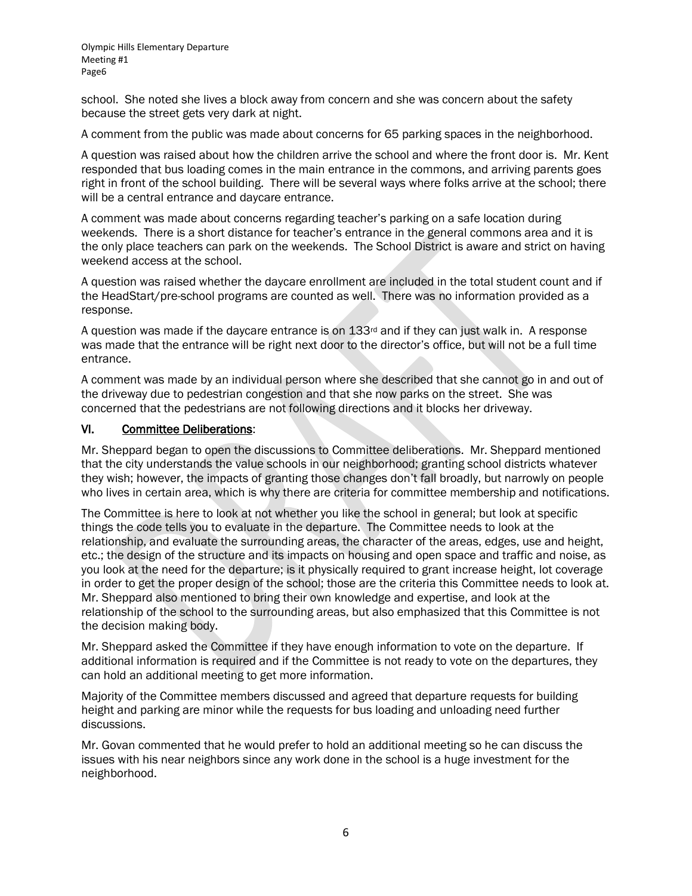school. She noted she lives a block away from concern and she was concern about the safety because the street gets very dark at night.

A comment from the public was made about concerns for 65 parking spaces in the neighborhood.

A question was raised about how the children arrive the school and where the front door is. Mr. Kent responded that bus loading comes in the main entrance in the commons, and arriving parents goes right in front of the school building. There will be several ways where folks arrive at the school; there will be a central entrance and daycare entrance.

A comment was made about concerns regarding teacher's parking on a safe location during weekends. There is a short distance for teacher's entrance in the general commons area and it is the only place teachers can park on the weekends. The School District is aware and strict on having weekend access at the school.

A question was raised whether the daycare enrollment are included in the total student count and if the HeadStart/pre-school programs are counted as well. There was no information provided as a response.

A question was made if the daycare entrance is on 133rd and if they can just walk in. A response was made that the entrance will be right next door to the director's office, but will not be a full time entrance.

A comment was made by an individual person where she described that she cannot go in and out of the driveway due to pedestrian congestion and that she now parks on the street. She was concerned that the pedestrians are not following directions and it blocks her driveway.

## VI. Committee Deliberations:

Mr. Sheppard began to open the discussions to Committee deliberations. Mr. Sheppard mentioned that the city understands the value schools in our neighborhood; granting school districts whatever they wish; however, the impacts of granting those changes don't fall broadly, but narrowly on people who lives in certain area, which is why there are criteria for committee membership and notifications.

The Committee is here to look at not whether you like the school in general; but look at specific things the code tells you to evaluate in the departure. The Committee needs to look at the relationship, and evaluate the surrounding areas, the character of the areas, edges, use and height, etc.; the design of the structure and its impacts on housing and open space and traffic and noise, as you look at the need for the departure; is it physically required to grant increase height, lot coverage in order to get the proper design of the school; those are the criteria this Committee needs to look at. Mr. Sheppard also mentioned to bring their own knowledge and expertise, and look at the relationship of the school to the surrounding areas, but also emphasized that this Committee is not the decision making body.

Mr. Sheppard asked the Committee if they have enough information to vote on the departure. If additional information is required and if the Committee is not ready to vote on the departures, they can hold an additional meeting to get more information.

Majority of the Committee members discussed and agreed that departure requests for building height and parking are minor while the requests for bus loading and unloading need further discussions.

Mr. Govan commented that he would prefer to hold an additional meeting so he can discuss the issues with his near neighbors since any work done in the school is a huge investment for the neighborhood.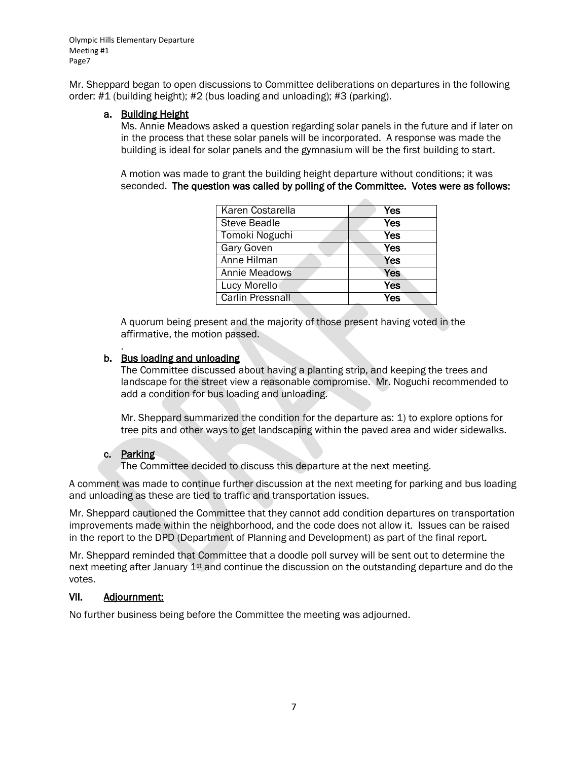Mr. Sheppard began to open discussions to Committee deliberations on departures in the following order: #1 (building height); #2 (bus loading and unloading); #3 (parking).

a. **Building Height**

Ms. Annie Meadows asked a question regarding solar panels in the future and if later on in the process that these solar panels will be incorporated. A response was made the building is ideal for solar panels and the gymnasium will be the first building to start.

A motion was made to grant the building height departure without conditions; it was seconded. **The question was called by polling of the Committee. Votes were as follows:**

| | |
|---|---|
| Karen Costarella | **Yes** |
| Steve Beadle | **Yes** |
| Tomoki Noguchi | **Yes** |
| Gary Goven | **Yes** |
| Anne Hilman | **Yes** |
| Annie Meadows | **Yes** |
| Lucy Morello | **Yes** |
| Carlin Pressnall | **Yes** |

A quorum being present and the majority of those present having voted in the affirmative, the motion passed.

.

b. **Bus loading and unloading**

The Committee discussed about having a planting strip, and keeping the trees and landscape for the street view a reasonable compromise. Mr. Noguchi recommended to add a condition for bus loading and unloading.

Mr. Sheppard summarized the condition for the departure as: 1) to explore options for tree pits and other ways to get landscaping within the paved area and wider sidewalks.

c. **Parking**

The Committee decided to discuss this departure at the next meeting.

A comment was made to continue further discussion at the next meeting for parking and bus loading and unloading as these are tied to traffic and transportation issues.

Mr. Sheppard cautioned the Committee that they cannot add condition departures on transportation improvements made within the neighborhood, and the code does not allow it. Issues can be raised in the report to the DPD (Department of Planning and Development) as part of the final report.

Mr. Sheppard reminded that Committee that a doodle poll survey will be sent out to determine the next meeting after January 1st and continue the discussion on the outstanding departure and do the votes.

## VII. Adjournment:

No further business being before the Committee the meeting was adjourned.